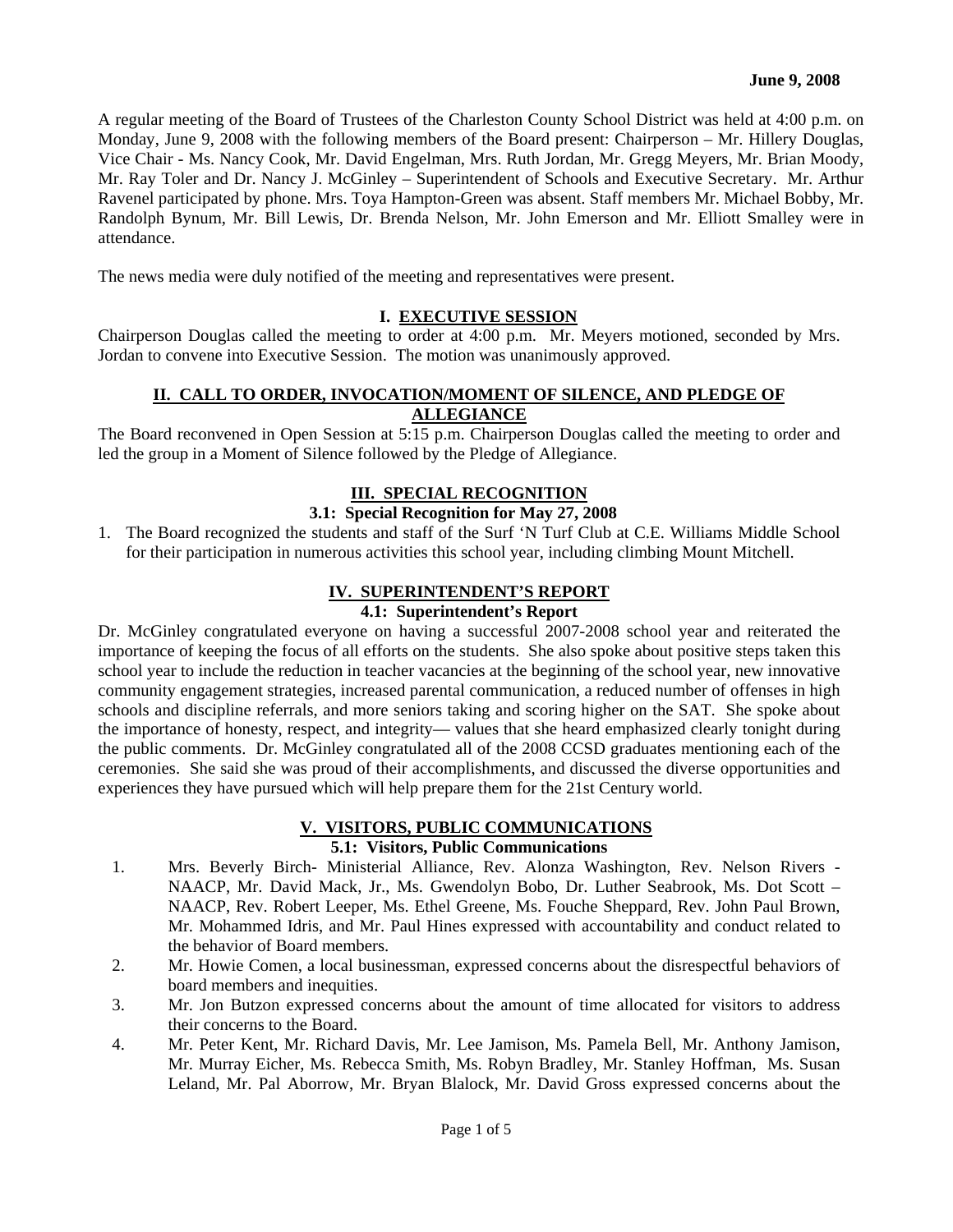**June 9, 2008**

A regular meeting of the Board of Trustees of the Charleston County School District was held at 4:00 p.m. on Monday, June 9, 2008 with the following members of the Board present: Chairperson – Mr. Hillery Douglas, Vice Chair - Ms. Nancy Cook, Mr. David Engelman, Mrs. Ruth Jordan, Mr. Gregg Meyers, Mr. Brian Moody, Mr. Ray Toler and Dr. Nancy J. McGinley – Superintendent of Schools and Executive Secretary. Mr. Arthur Ravenel participated by phone. Mrs. Toya Hampton-Green was absent. Staff members Mr. Michael Bobby, Mr. Randolph Bynum, Mr. Bill Lewis, Dr. Brenda Nelson, Mr. John Emerson and Mr. Elliott Smalley were in attendance.

The news media were duly notified of the meeting and representatives were present.

## I. EXECUTIVE SESSION

Chairperson Douglas called the meeting to order at 4:00 p.m. Mr. Meyers motioned, seconded by Mrs. Jordan to convene into Executive Session. The motion was unanimously approved.

## II. CALL TO ORDER, INVOCATION/MOMENT OF SILENCE, AND PLEDGE OF ALLEGIANCE

The Board reconvened in Open Session at 5:15 p.m. Chairperson Douglas called the meeting to order and led the group in a Moment of Silence followed by the Pledge of Allegiance.

## III. SPECIAL RECOGNITION

### 3.1: Special Recognition for May 27, 2008

1. The Board recognized the students and staff of the Surf 'N Turf Club at C.E. Williams Middle School for their participation in numerous activities this school year, including climbing Mount Mitchell.

## IV. SUPERINTENDENT'S REPORT

### 4.1: Superintendent's Report

Dr. McGinley congratulated everyone on having a successful 2007-2008 school year and reiterated the importance of keeping the focus of all efforts on the students. She also spoke about positive steps taken this school year to include the reduction in teacher vacancies at the beginning of the school year, new innovative community engagement strategies, increased parental communication, a reduced number of offenses in high schools and discipline referrals, and more seniors taking and scoring higher on the SAT. She spoke about the importance of honesty, respect, and integrity— values that she heard emphasized clearly tonight during the public comments. Dr. McGinley congratulated all of the 2008 CCSD graduates mentioning each of the ceremonies. She said she was proud of their accomplishments, and discussed the diverse opportunities and experiences they have pursued which will help prepare them for the 21st Century world.

## V. VISITORS, PUBLIC COMMUNICATIONS

### 5.1: Visitors, Public Communications

1. Mrs. Beverly Birch- Ministerial Alliance, Rev. Alonza Washington, Rev. Nelson Rivers - NAACP, Mr. David Mack, Jr., Ms. Gwendolyn Bobo, Dr. Luther Seabrook, Ms. Dot Scott – NAACP, Rev. Robert Leeper, Ms. Ethel Greene, Ms. Fouche Sheppard, Rev. John Paul Brown, Mr. Mohammed Idris, and Mr. Paul Hines expressed with accountability and conduct related to the behavior of Board members.
2. Mr. Howie Comen, a local businessman, expressed concerns about the disrespectful behaviors of board members and inequities.
3. Mr. Jon Butzon expressed concerns about the amount of time allocated for visitors to address their concerns to the Board.
4. Mr. Peter Kent, Mr. Richard Davis, Mr. Lee Jamison, Ms. Pamela Bell, Mr. Anthony Jamison, Mr. Murray Eicher, Ms. Rebecca Smith, Ms. Robyn Bradley, Mr. Stanley Hoffman, Ms. Susan Leland, Mr. Pal Aborrow, Mr. Bryan Blalock, Mr. David Gross expressed concerns about the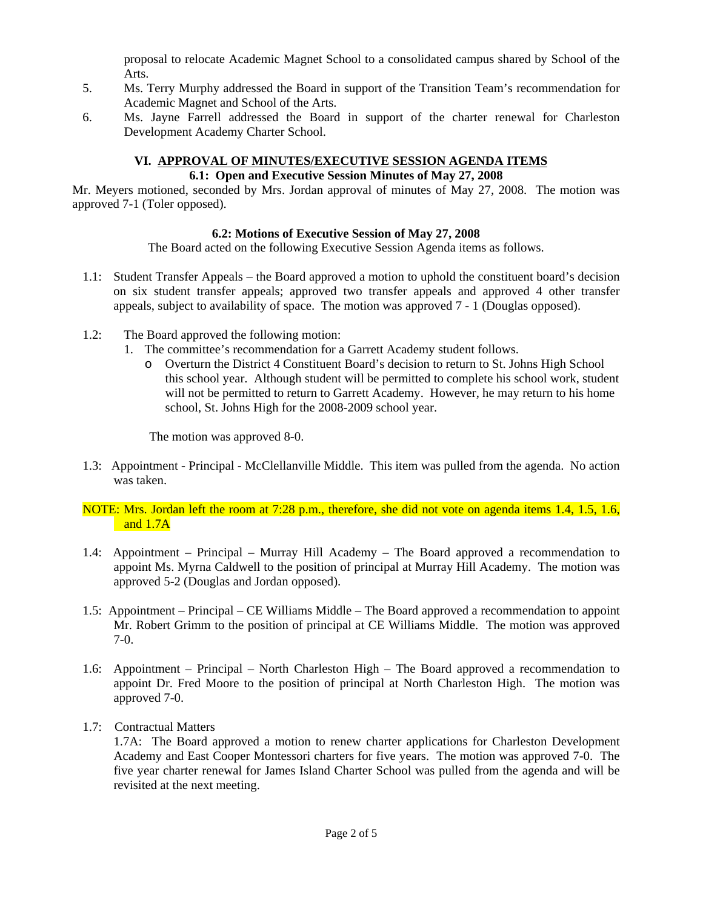proposal to relocate Academic Magnet School to a consolidated campus shared by School of the Arts.

5. Ms. Terry Murphy addressed the Board in support of the Transition Team's recommendation for Academic Magnet and School of the Arts.
6. Ms. Jayne Farrell addressed the Board in support of the charter renewal for Charleston Development Academy Charter School.

## VI. APPROVAL OF MINUTES/EXECUTIVE SESSION AGENDA ITEMS

### 6.1: Open and Executive Session Minutes of May 27, 2008

Mr. Meyers motioned, seconded by Mrs. Jordan approval of minutes of May 27, 2008. The motion was approved 7-1 (Toler opposed).

### 6.2: Motions of Executive Session of May 27, 2008

The Board acted on the following Executive Session Agenda items as follows.

1.1: Student Transfer Appeals – the Board approved a motion to uphold the constituent board's decision on six student transfer appeals; approved two transfer appeals and approved 4 other transfer appeals, subject to availability of space. The motion was approved 7 - 1 (Douglas opposed).

1.2: The Board approved the following motion:

1. The committee's recommendation for a Garrett Academy student follows.
   - Overturn the District 4 Constituent Board's decision to return to St. Johns High School this school year. Although student will be permitted to complete his school work, student will not be permitted to return to Garrett Academy. However, he may return to his home school, St. Johns High for the 2008-2009 school year.

   The motion was approved 8-0.

1.3: Appointment - Principal - McClellanville Middle. This item was pulled from the agenda. No action was taken.

NOTE: Mrs. Jordan left the room at 7:28 p.m., therefore, she did not vote on agenda items 1.4, 1.5, 1.6, and 1.7A

1.4: Appointment – Principal – Murray Hill Academy – The Board approved a recommendation to appoint Ms. Myrna Caldwell to the position of principal at Murray Hill Academy. The motion was approved 5-2 (Douglas and Jordan opposed).

1.5: Appointment – Principal – CE Williams Middle – The Board approved a recommendation to appoint Mr. Robert Grimm to the position of principal at CE Williams Middle. The motion was approved 7-0.

1.6: Appointment – Principal – North Charleston High – The Board approved a recommendation to appoint Dr. Fred Moore to the position of principal at North Charleston High. The motion was approved 7-0.

1.7: Contractual Matters

1.7A: The Board approved a motion to renew charter applications for Charleston Development Academy and East Cooper Montessori charters for five years. The motion was approved 7-0. The five year charter renewal for James Island Charter School was pulled from the agenda and will be revisited at the next meeting.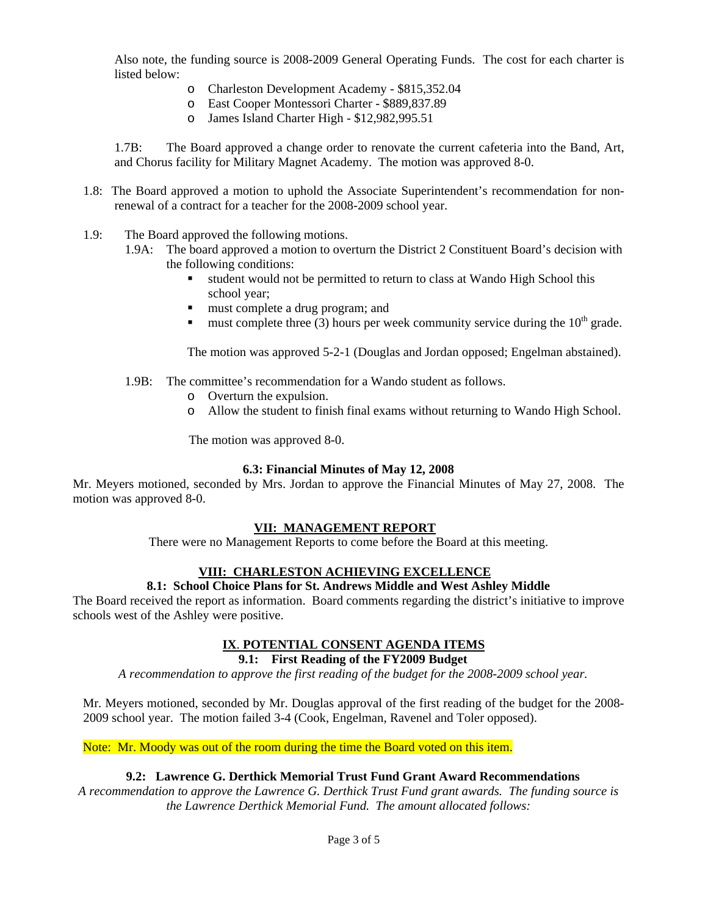Also note, the funding source is 2008-2009 General Operating Funds. The cost for each charter is listed below:

- Charleston Development Academy - $815,352.04
- East Cooper Montessori Charter - $889,837.89
- James Island Charter High - $12,982,995.51

1.7B: The Board approved a change order to renovate the current cafeteria into the Band, Art, and Chorus facility for Military Magnet Academy. The motion was approved 8-0.

1.8: The Board approved a motion to uphold the Associate Superintendent's recommendation for non-renewal of a contract for a teacher for the 2008-2009 school year.

1.9: The Board approved the following motions.

1.9A: The board approved a motion to overturn the District 2 Constituent Board's decision with the following conditions:

- student would not be permitted to return to class at Wando High School this school year;
- must complete a drug program; and
- must complete three (3) hours per week community service during the 10th grade.

The motion was approved 5-2-1 (Douglas and Jordan opposed; Engelman abstained).

1.9B: The committee's recommendation for a Wando student as follows.

- Overturn the expulsion.
- Allow the student to finish final exams without returning to Wando High School.

The motion was approved 8-0.

**6.3: Financial Minutes of May 12, 2008**

Mr. Meyers motioned, seconded by Mrs. Jordan to approve the Financial Minutes of May 27, 2008. The motion was approved 8-0.

## VII: MANAGEMENT REPORT

There were no Management Reports to come before the Board at this meeting.

## VIII: CHARLESTON ACHIEVING EXCELLENCE

**8.1: School Choice Plans for St. Andrews Middle and West Ashley Middle**

The Board received the report as information. Board comments regarding the district's initiative to improve schools west of the Ashley were positive.

## IX. POTENTIAL CONSENT AGENDA ITEMS

**9.1: First Reading of the FY2009 Budget**

*A recommendation to approve the first reading of the budget for the 2008-2009 school year.*

Mr. Meyers motioned, seconded by Mr. Douglas approval of the first reading of the budget for the 2008-2009 school year. The motion failed 3-4 (Cook, Engelman, Ravenel and Toler opposed).

Note: Mr. Moody was out of the room during the time the Board voted on this item.

**9.2: Lawrence G. Derthick Memorial Trust Fund Grant Award Recommendations**

*A recommendation to approve the Lawrence G. Derthick Trust Fund grant awards. The funding source is the Lawrence Derthick Memorial Fund. The amount allocated follows:*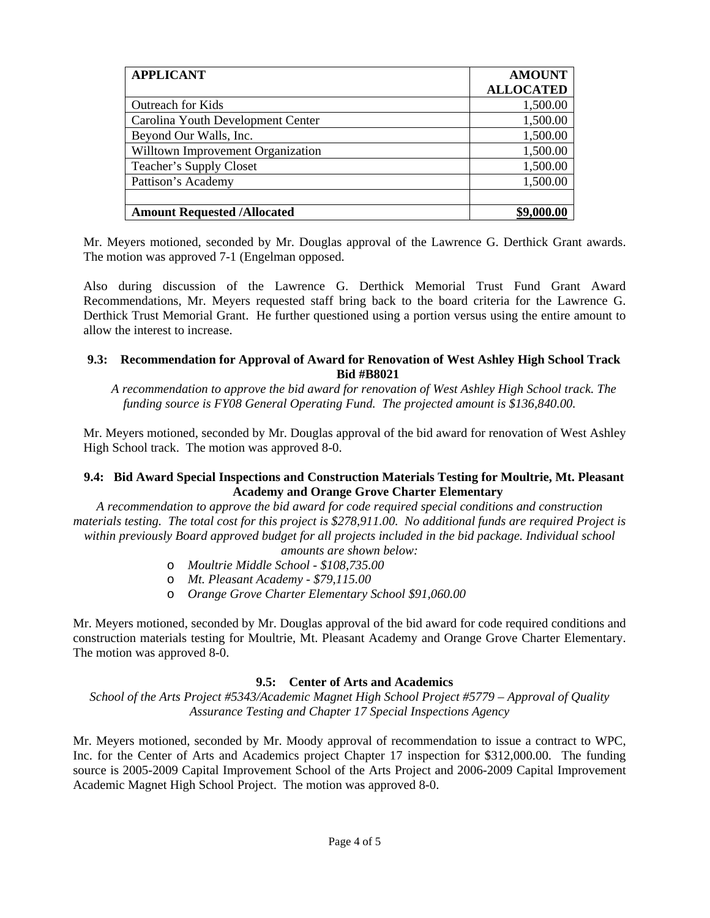| APPLICANT | AMOUNT ALLOCATED |
|---|---|
| Outreach for Kids | 1,500.00 |
| Carolina Youth Development Center | 1,500.00 |
| Beyond Our Walls, Inc. | 1,500.00 |
| Willtown Improvement Organization | 1,500.00 |
| Teacher's Supply Closet | 1,500.00 |
| Pattison's Academy | 1,500.00 |
| | |
| **Amount Requested /Allocated** | **\$9,000.00** |

Mr. Meyers motioned, seconded by Mr. Douglas approval of the Lawrence G. Derthick Grant awards. The motion was approved 7-1 (Engelman opposed.

Also during discussion of the Lawrence G. Derthick Memorial Trust Fund Grant Award Recommendations, Mr. Meyers requested staff bring back to the board criteria for the Lawrence G. Derthick Trust Memorial Grant. He further questioned using a portion versus using the entire amount to allow the interest to increase.

### 9.3: Recommendation for Approval of Award for Renovation of West Ashley High School Track Bid #B8021

*A recommendation to approve the bid award for renovation of West Ashley High School track. The funding source is FY08 General Operating Fund. The projected amount is \$136,840.00.*

Mr. Meyers motioned, seconded by Mr. Douglas approval of the bid award for renovation of West Ashley High School track. The motion was approved 8-0.

### 9.4: Bid Award Special Inspections and Construction Materials Testing for Moultrie, Mt. Pleasant Academy and Orange Grove Charter Elementary

*A recommendation to approve the bid award for code required special conditions and construction materials testing. The total cost for this project is \$278,911.00. No additional funds are required Project is within previously Board approved budget for all projects included in the bid package. Individual school amounts are shown below:*

- *Moultrie Middle School - \$108,735.00*
- *Mt. Pleasant Academy - \$79,115.00*
- *Orange Grove Charter Elementary School \$91,060.00*

Mr. Meyers motioned, seconded by Mr. Douglas approval of the bid award for code required conditions and construction materials testing for Moultrie, Mt. Pleasant Academy and Orange Grove Charter Elementary. The motion was approved 8-0.

### 9.5: Center of Arts and Academics

*School of the Arts Project #5343/Academic Magnet High School Project #5779 – Approval of Quality Assurance Testing and Chapter 17 Special Inspections Agency*

Mr. Meyers motioned, seconded by Mr. Moody approval of recommendation to issue a contract to WPC, Inc. for the Center of Arts and Academics project Chapter 17 inspection for \$312,000.00. The funding source is 2005-2009 Capital Improvement School of the Arts Project and 2006-2009 Capital Improvement Academic Magnet High School Project. The motion was approved 8-0.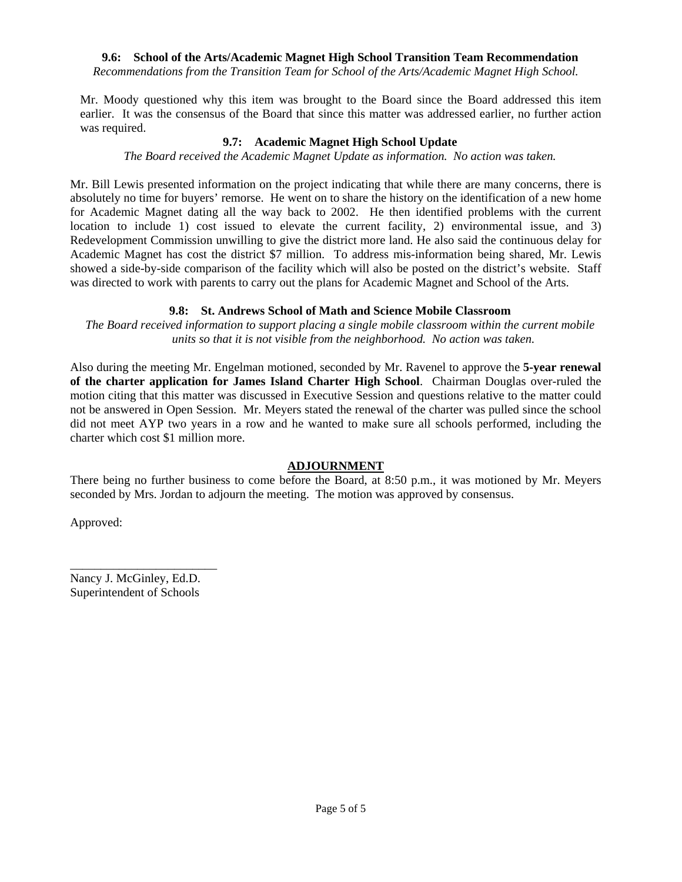### 9.6: School of the Arts/Academic Magnet High School Transition Team Recommendation

*Recommendations from the Transition Team for School of the Arts/Academic Magnet High School.*

Mr. Moody questioned why this item was brought to the Board since the Board addressed this item earlier. It was the consensus of the Board that since this matter was addressed earlier, no further action was required.

### 9.7: Academic Magnet High School Update

*The Board received the Academic Magnet Update as information. No action was taken.*

Mr. Bill Lewis presented information on the project indicating that while there are many concerns, there is absolutely no time for buyers' remorse. He went on to share the history on the identification of a new home for Academic Magnet dating all the way back to 2002. He then identified problems with the current location to include 1) cost issued to elevate the current facility, 2) environmental issue, and 3) Redevelopment Commission unwilling to give the district more land. He also said the continuous delay for Academic Magnet has cost the district $7 million. To address mis-information being shared, Mr. Lewis showed a side-by-side comparison of the facility which will also be posted on the district's website. Staff was directed to work with parents to carry out the plans for Academic Magnet and School of the Arts.

### 9.8: St. Andrews School of Math and Science Mobile Classroom

*The Board received information to support placing a single mobile classroom within the current mobile units so that it is not visible from the neighborhood. No action was taken.*

Also during the meeting Mr. Engelman motioned, seconded by Mr. Ravenel to approve the **5-year renewal of the charter application for James Island Charter High School**. Chairman Douglas over-ruled the motion citing that this matter was discussed in Executive Session and questions relative to the matter could not be answered in Open Session. Mr. Meyers stated the renewal of the charter was pulled since the school did not meet AYP two years in a row and he wanted to make sure all schools performed, including the charter which cost $1 million more.

## ADJOURNMENT

There being no further business to come before the Board, at 8:50 p.m., it was motioned by Mr. Meyers seconded by Mrs. Jordan to adjourn the meeting. The motion was approved by consensus.

Approved:

________________________

Nancy J. McGinley, Ed.D.
Superintendent of Schools